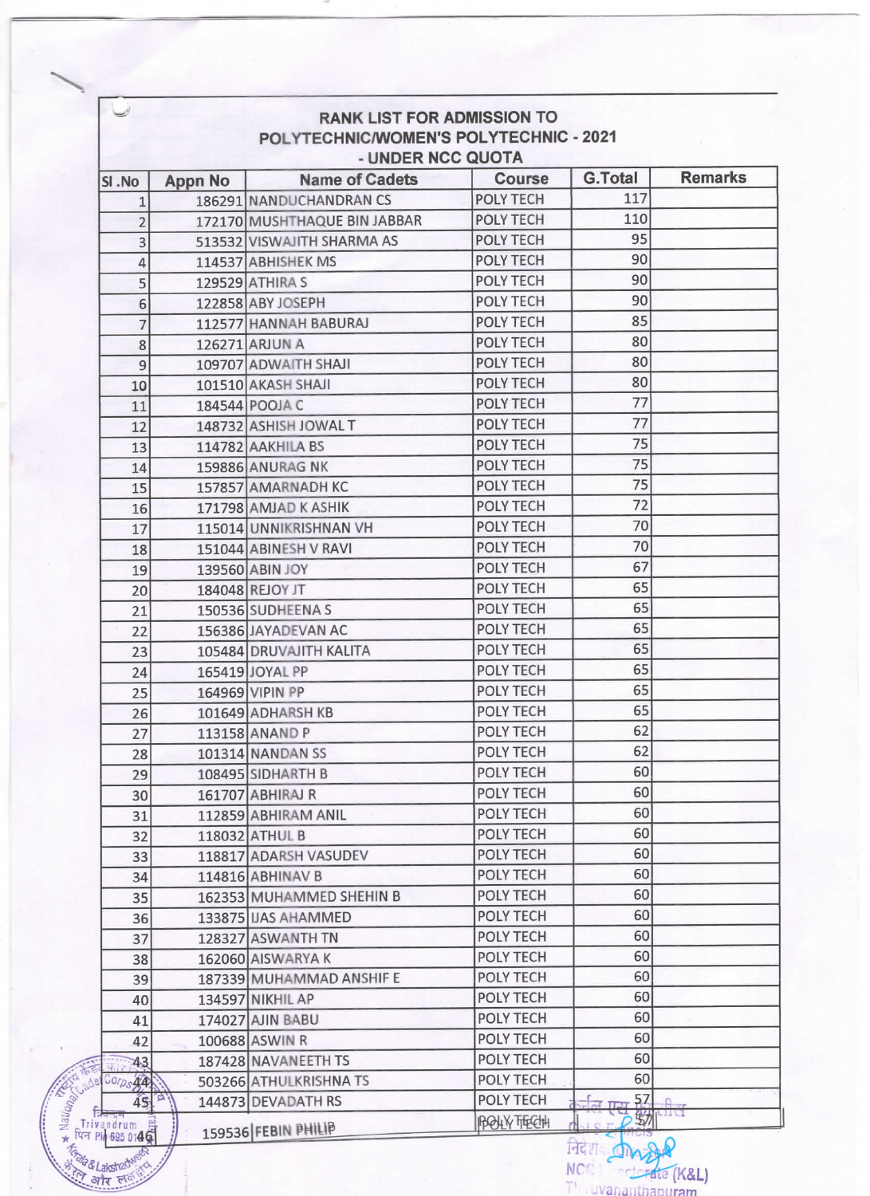# RANK LIST FOR ADMISSION TO POLYTECHNIC/WOMEN'S POLYTECHNIC - 2021 - UNDER NCC QUOTA

| Sl .No | Appn No | Name of Cadets | Course | G.Total | Remarks |
|---|---|---|---|---|---|
| 1 | 186291 | NANDUCHANDRAN CS | POLY TECH | 117 | |
| 2 | 172170 | MUSHTHAQUE BIN JABBAR | POLY TECH | 110 | |
| 3 | 513532 | VISWAJITH SHARMA AS | POLY TECH | 95 | |
| 4 | 114537 | ABHISHEK MS | POLY TECH | 90 | |
| 5 | 129529 | ATHIRA S | POLY TECH | 90 | |
| 6 | 122858 | ABY JOSEPH | POLY TECH | 90 | |
| 7 | 112577 | HANNAH BABURAJ | POLY TECH | 85 | |
| 8 | 126271 | ARJUN A | POLY TECH | 80 | |
| 9 | 109707 | ADWAITH SHAJI | POLY TECH | 80 | |
| 10 | 101510 | AKASH SHAJI | POLY TECH | 80 | |
| 11 | 184544 | POOJA C | POLY TECH | 77 | |
| 12 | 148732 | ASHISH JOWAL T | POLY TECH | 77 | |
| 13 | 114782 | AAKHILA BS | POLY TECH | 75 | |
| 14 | 159886 | ANURAG NK | POLY TECH | 75 | |
| 15 | 157857 | AMARNADH KC | POLY TECH | 75 | |
| 16 | 171798 | AMJAD K ASHIK | POLY TECH | 72 | |
| 17 | 115014 | UNNIKRISHNAN VH | POLY TECH | 70 | |
| 18 | 151044 | ABINESH V RAVI | POLY TECH | 70 | |
| 19 | 139560 | ABIN JOY | POLY TECH | 67 | |
| 20 | 184048 | REJOY JT | POLY TECH | 65 | |
| 21 | 150536 | SUDHEENA S | POLY TECH | 65 | |
| 22 | 156386 | JAYADEVAN AC | POLY TECH | 65 | |
| 23 | 105484 | DRUVAJITH KALITA | POLY TECH | 65 | |
| 24 | 165419 | JOYAL PP | POLY TECH | 65 | |
| 25 | 164969 | VIPIN PP | POLY TECH | 65 | |
| 26 | 101649 | ADHARSH KB | POLY TECH | 65 | |
| 27 | 113158 | ANAND P | POLY TECH | 62 | |
| 28 | 101314 | NANDAN SS | POLY TECH | 62 | |
| 29 | 108495 | SIDHARTH B | POLY TECH | 60 | |
| 30 | 161707 | ABHIRAJ R | POLY TECH | 60 | |
| 31 | 112859 | ABHIRAM ANIL | POLY TECH | 60 | |
| 32 | 118032 | ATHUL B | POLY TECH | 60 | |
| 33 | 118817 | ADARSH VASUDEV | POLY TECH | 60 | |
| 34 | 114816 | ABHINAV B | POLY TECH | 60 | |
| 35 | 162353 | MUHAMMED SHEHIN B | POLY TECH | 60 | |
| 36 | 133875 | IJAS AHAMMED | POLY TECH | 60 | |
| 37 | 128327 | ASWANTH TN | POLY TECH | 60 | |
| 38 | 162060 | AISWARYA K | POLY TECH | 60 | |
| 39 | 187339 | MUHAMMAD ANSHIF E | POLY TECH | 60 | |
| 40 | 134597 | NIKHIL AP | POLY TECH | 60 | |
| 41 | 174027 | AJIN BABU | POLY TECH | 60 | |
| 42 | 100688 | ASWIN R | POLY TECH | 60 | |
| 43 | 187428 | NAVANEETH TS | POLY TECH | 60 | |
| 44 | 503266 | ATHULKRISHNA TS | POLY TECH | 60 | |
| 45 | 144873 | DEVADATH RS | POLY TECH | 57 | |
| 46 | 159536 | FEBIN PHILIP | POLY TECH | 57 | |

कर्नल एस श्रीनिवास
Col S Srinivas
निदेशक
NCC Directorate (K&L)
Thiruvananthapuram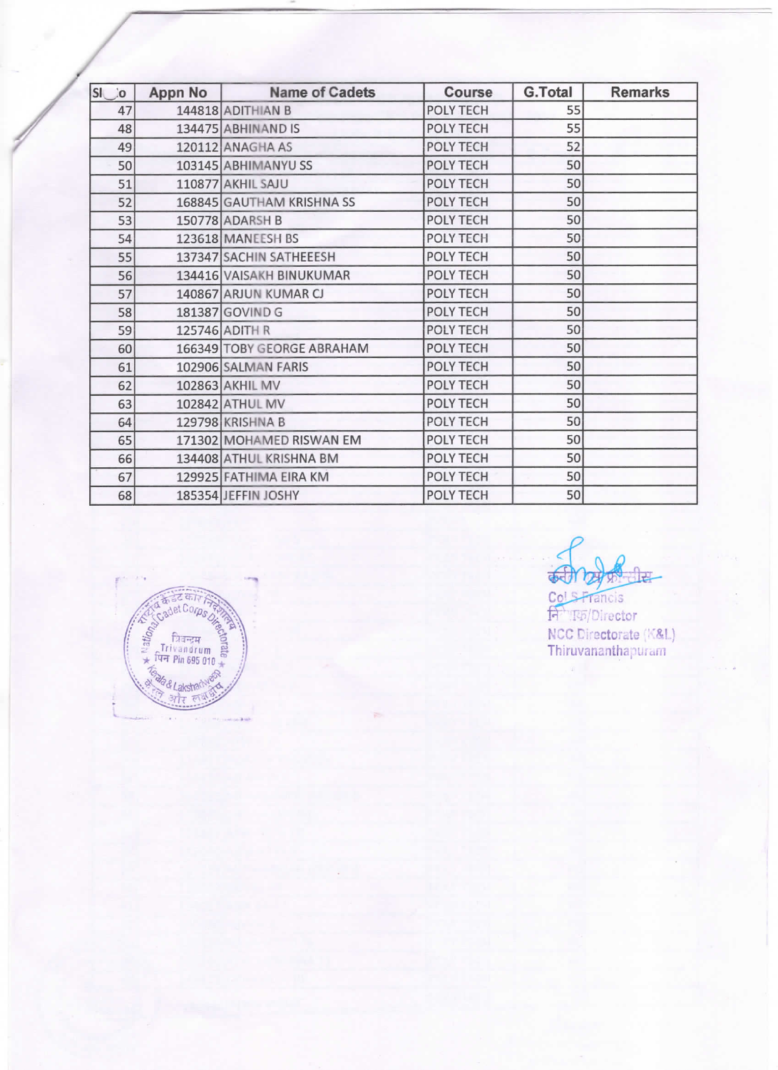| Sl No | Appn No | Name of Cadets | Course | G.Total | Remarks |
|---|---|---|---|---|---|
| 47 | 144818 | ADITHIAN B | POLY TECH | 55 | |
| 48 | 134475 | ABHINAND IS | POLY TECH | 55 | |
| 49 | 120112 | ANAGHA AS | POLY TECH | 52 | |
| 50 | 103145 | ABHIMANYU SS | POLY TECH | 50 | |
| 51 | 110877 | AKHIL SAJU | POLY TECH | 50 | |
| 52 | 168845 | GAUTHAM KRISHNA SS | POLY TECH | 50 | |
| 53 | 150778 | ADARSH B | POLY TECH | 50 | |
| 54 | 123618 | MANEESH BS | POLY TECH | 50 | |
| 55 | 137347 | SACHIN SATHEEESH | POLY TECH | 50 | |
| 56 | 134416 | VAISAKH BINUKUMAR | POLY TECH | 50 | |
| 57 | 140867 | ARJUN KUMAR CJ | POLY TECH | 50 | |
| 58 | 181387 | GOVIND G | POLY TECH | 50 | |
| 59 | 125746 | ADITH R | POLY TECH | 50 | |
| 60 | 166349 | TOBY GEORGE ABRAHAM | POLY TECH | 50 | |
| 61 | 102906 | SALMAN FARIS | POLY TECH | 50 | |
| 62 | 102863 | AKHIL MV | POLY TECH | 50 | |
| 63 | 102842 | ATHUL MV | POLY TECH | 50 | |
| 64 | 129798 | KRISHNA B | POLY TECH | 50 | |
| 65 | 171302 | MOHAMED RISWAN EM | POLY TECH | 50 | |
| 66 | 134408 | ATHUL KRISHNA BM | POLY TECH | 50 | |
| 67 | 129925 | FATHIMA EIRA KM | POLY TECH | 50 | |
| 68 | 185354 | JEFFIN JOSHY | POLY TECH | 50 | |

राष्ट्रीय कैडेट कोर निदेशालय
National Cadet Corps Directorate
त्रिवन्द्रम
Trivandrum
पिन Pin 695 010
केरल और लक्षद्वीप
Kerala & Lakshadweep

Col S Francis
निदेशक/Director
NCC Directorate (K&L)
Thiruvananthapuram